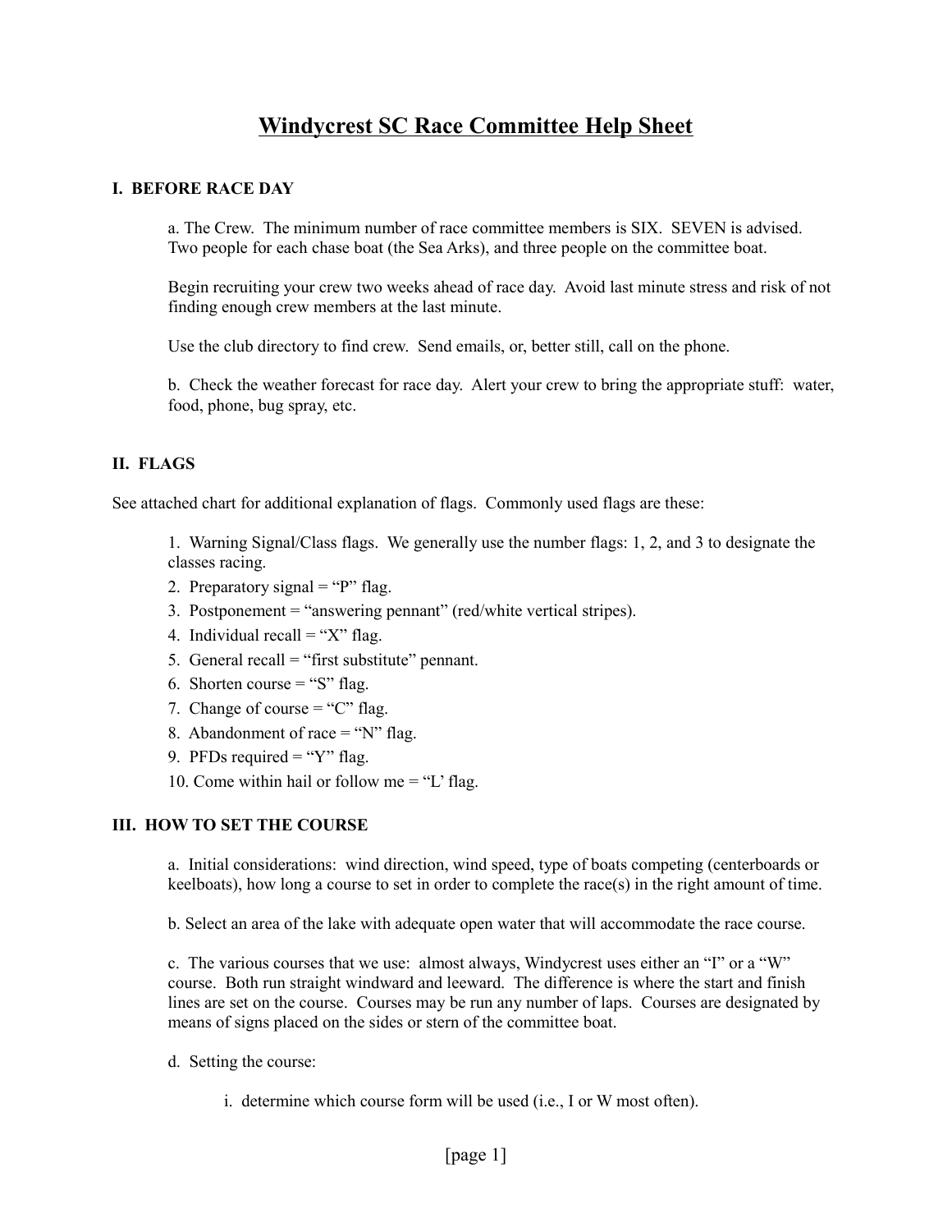# Windycrest SC Race Committee Help Sheet

## I. BEFORE RACE DAY

a. The Crew. The minimum number of race committee members is SIX. SEVEN is advised. Two people for each chase boat (the Sea Arks), and three people on the committee boat.

Begin recruiting your crew two weeks ahead of race day. Avoid last minute stress and risk of not finding enough crew members at the last minute.

Use the club directory to find crew. Send emails, or, better still, call on the phone.

b. Check the weather forecast for race day. Alert your crew to bring the appropriate stuff: water, food, phone, bug spray, etc.

## II. FLAGS

See attached chart for additional explanation of flags. Commonly used flags are these:

1. Warning Signal/Class flags. We generally use the number flags: 1, 2, and 3 to designate the classes racing.
2. Preparatory signal = "P" flag.
3. Postponement = "answering pennant" (red/white vertical stripes).
4. Individual recall = "X" flag.
5. General recall = "first substitute" pennant.
6. Shorten course = "S" flag.
7. Change of course = "C" flag.
8. Abandonment of race = "N" flag.
9. PFDs required = "Y" flag.
10. Come within hail or follow me = "L' flag.

## III. HOW TO SET THE COURSE

a. Initial considerations: wind direction, wind speed, type of boats competing (centerboards or keelboats), how long a course to set in order to complete the race(s) in the right amount of time.

b. Select an area of the lake with adequate open water that will accommodate the race course.

c. The various courses that we use: almost always, Windycrest uses either an "I" or a "W" course. Both run straight windward and leeward. The difference is where the start and finish lines are set on the course. Courses may be run any number of laps. Courses are designated by means of signs placed on the sides or stern of the committee boat.

d. Setting the course:

i. determine which course form will be used (i.e., I or W most often).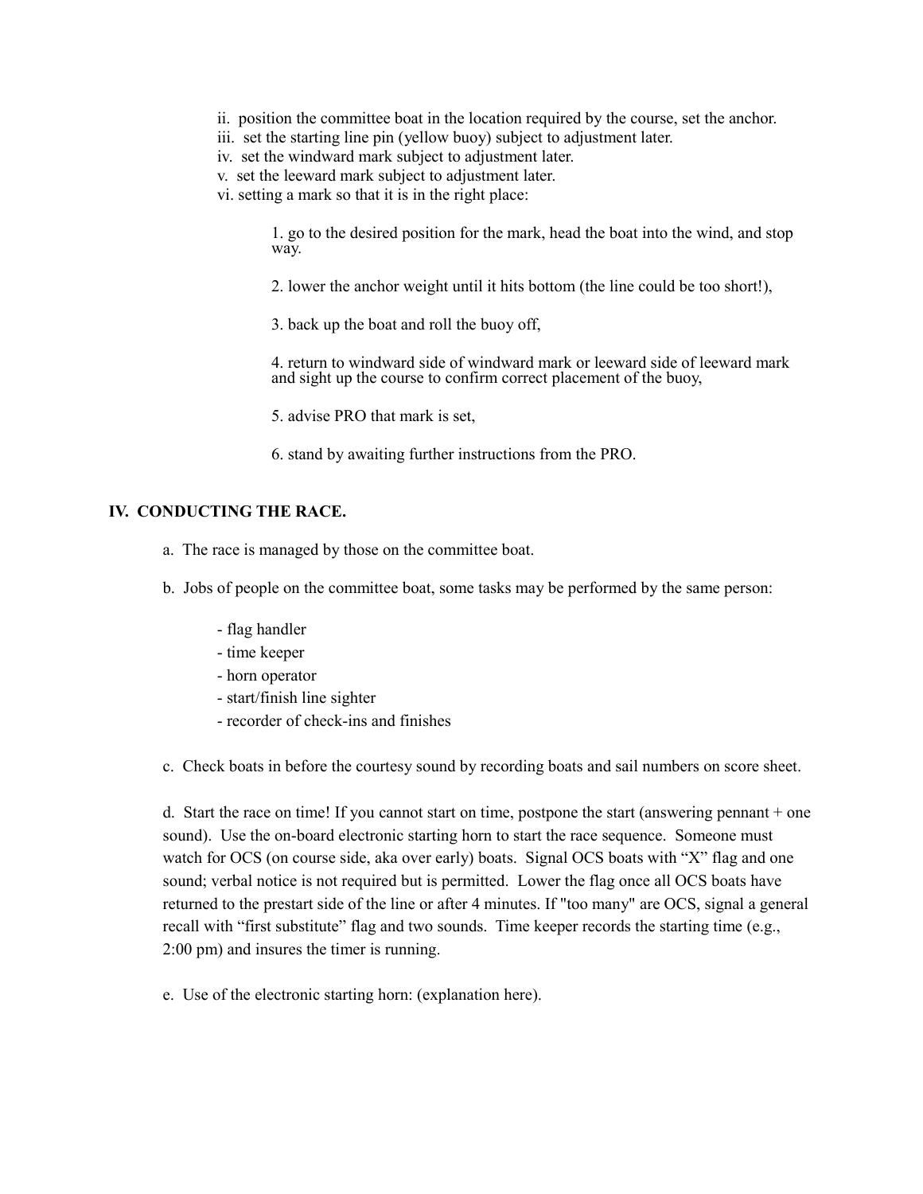ii. position the committee boat in the location required by the course, set the anchor.
iii. set the starting line pin (yellow buoy) subject to adjustment later.
iv. set the windward mark subject to adjustment later.
v. set the leeward mark subject to adjustment later.
vi. setting a mark so that it is in the right place:

1. go to the desired position for the mark, head the boat into the wind, and stop way.

2. lower the anchor weight until it hits bottom (the line could be too short!),

3. back up the boat and roll the buoy off,

4. return to windward side of windward mark or leeward side of leeward mark and sight up the course to confirm correct placement of the buoy,

5. advise PRO that mark is set,

6. stand by awaiting further instructions from the PRO.

## IV. CONDUCTING THE RACE.

a. The race is managed by those on the committee boat.

b. Jobs of people on the committee boat, some tasks may be performed by the same person:

- flag handler
- time keeper
- horn operator
- start/finish line sighter
- recorder of check-ins and finishes

c. Check boats in before the courtesy sound by recording boats and sail numbers on score sheet.

d. Start the race on time! If you cannot start on time, postpone the start (answering pennant + one sound). Use the on-board electronic starting horn to start the race sequence. Someone must watch for OCS (on course side, aka over early) boats. Signal OCS boats with "X" flag and one sound; verbal notice is not required but is permitted. Lower the flag once all OCS boats have returned to the prestart side of the line or after 4 minutes. If "too many" are OCS, signal a general recall with "first substitute" flag and two sounds. Time keeper records the starting time (e.g., 2:00 pm) and insures the timer is running.

e. Use of the electronic starting horn: (explanation here).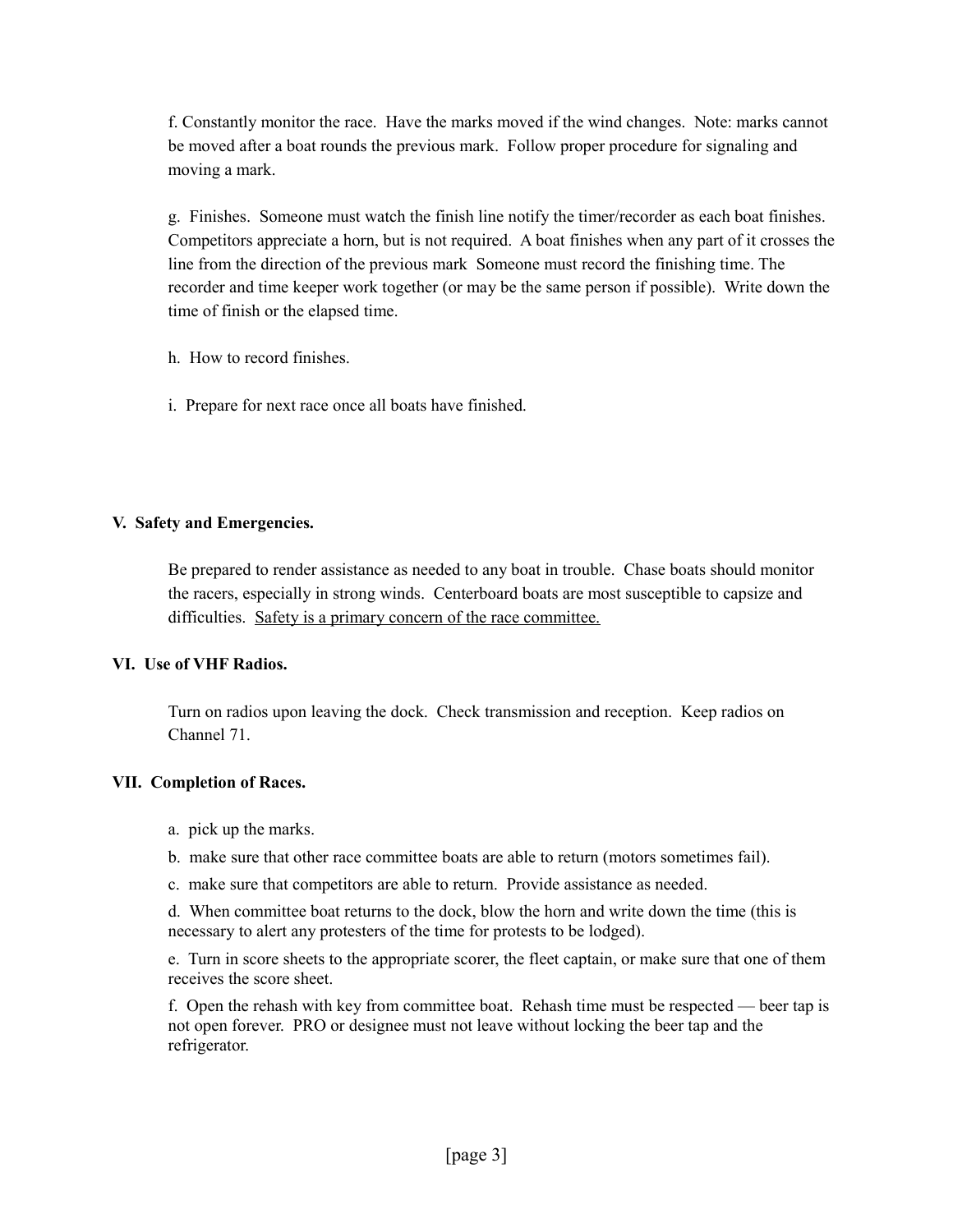f. Constantly monitor the race. Have the marks moved if the wind changes. Note: marks cannot be moved after a boat rounds the previous mark. Follow proper procedure for signaling and moving a mark.

g. Finishes. Someone must watch the finish line notify the timer/recorder as each boat finishes. Competitors appreciate a horn, but is not required. A boat finishes when any part of it crosses the line from the direction of the previous mark Someone must record the finishing time. The recorder and time keeper work together (or may be the same person if possible). Write down the time of finish or the elapsed time.

h. How to record finishes.

i. Prepare for next race once all boats have finished.

## V. Safety and Emergencies.

Be prepared to render assistance as needed to any boat in trouble. Chase boats should monitor the racers, especially in strong winds. Centerboard boats are most susceptible to capsize and difficulties. <u>Safety is a primary concern of the race committee.</u>

## VI. Use of VHF Radios.

Turn on radios upon leaving the dock. Check transmission and reception. Keep radios on Channel 71.

## VII. Completion of Races.

a. pick up the marks.

b. make sure that other race committee boats are able to return (motors sometimes fail).

c. make sure that competitors are able to return. Provide assistance as needed.

d. When committee boat returns to the dock, blow the horn and write down the time (this is necessary to alert any protesters of the time for protests to be lodged).

e. Turn in score sheets to the appropriate scorer, the fleet captain, or make sure that one of them receives the score sheet.

f. Open the rehash with key from committee boat. Rehash time must be respected — beer tap is not open forever. PRO or designee must not leave without locking the beer tap and the refrigerator.